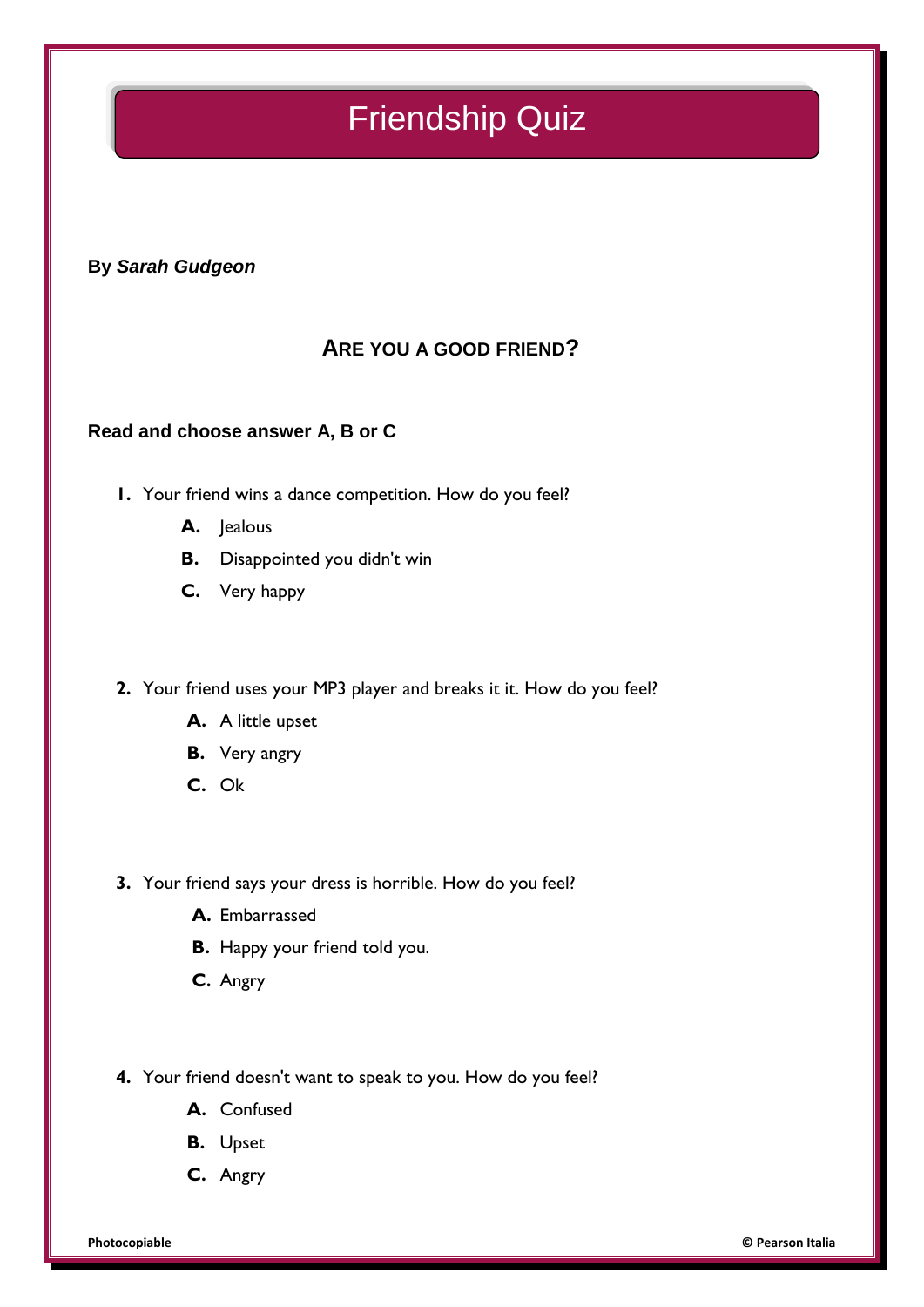# Friendship Quiz

**By *Sarah Gudgeon***

## ARE YOU A GOOD FRIEND?

**Read and choose answer A, B or C**

1. Your friend wins a dance competition. How do you feel?
   - **A.** Jealous
   - **B.** Disappointed you didn't win
   - **C.** Very happy

2. Your friend uses your MP3 player and breaks it it. How do you feel?
   - **A.** A little upset
   - **B.** Very angry
   - **C.** Ok

3. Your friend says your dress is horrible. How do you feel?
   - **A.** Embarrassed
   - **B.** Happy your friend told you.
   - **C.** Angry

4. Your friend doesn't want to speak to you. How do you feel?
   - **A.** Confused
   - **B.** Upset
   - **C.** Angry

**Photocopiable** **© Pearson Italia**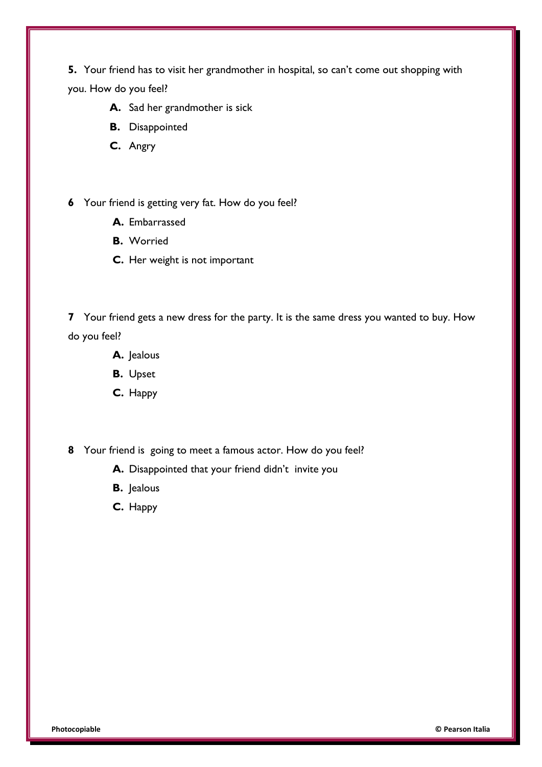**5.** Your friend has to visit her grandmother in hospital, so can't come out shopping with you. How do you feel?

- **A.** Sad her grandmother is sick
- **B.** Disappointed
- **C.** Angry

**6** Your friend is getting very fat. How do you feel?

- **A.** Embarrassed
- **B.** Worried
- **C.** Her weight is not important

**7** Your friend gets a new dress for the party. It is the same dress you wanted to buy. How do you feel?

- **A.** Jealous
- **B.** Upset
- **C.** Happy

**8** Your friend is going to meet a famous actor. How do you feel?

- **A.** Disappointed that your friend didn't invite you
- **B.** Jealous
- **C.** Happy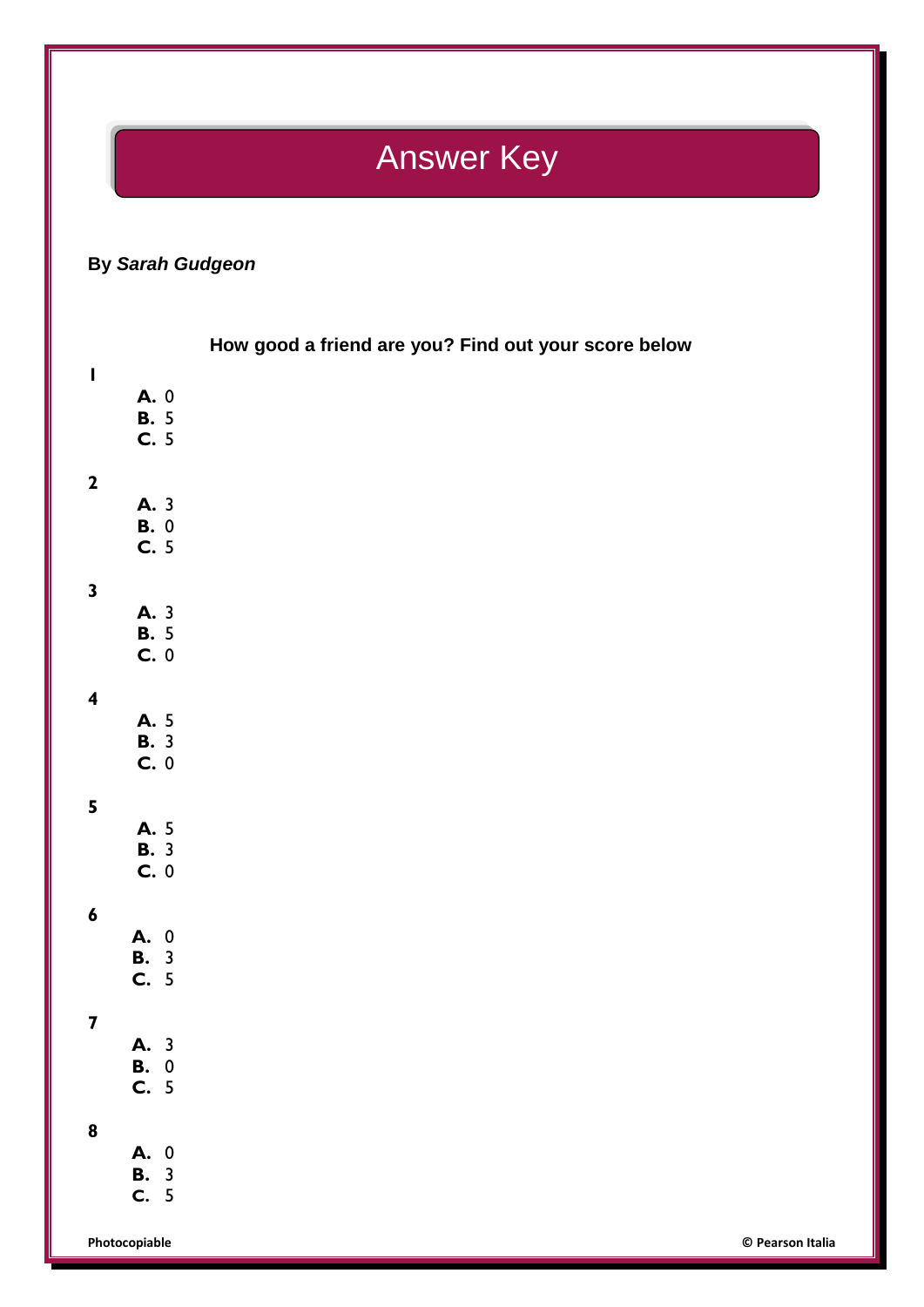# Answer Key

**By *Sarah Gudgeon***

**How good a friend are you? Find out your score below**

**1**

- **A.** 0
- **B.** 5
- **C.** 5

**2**

- **A.** 3
- **B.** 0
- **C.** 5

**3**

- **A.** 3
- **B.** 5
- **C.** 0

**4**

- **A.** 5
- **B.** 3
- **C.** 0

**5**

- **A.** 5
- **B.** 3
- **C.** 0

**6**

- **A.** 0
- **B.** 3
- **C.** 5

**7**

- **A.** 3
- **B.** 0
- **C.** 5

**8**

- **A.** 0
- **B.** 3
- **C.** 5

**Photocopiable** **© Pearson Italia**